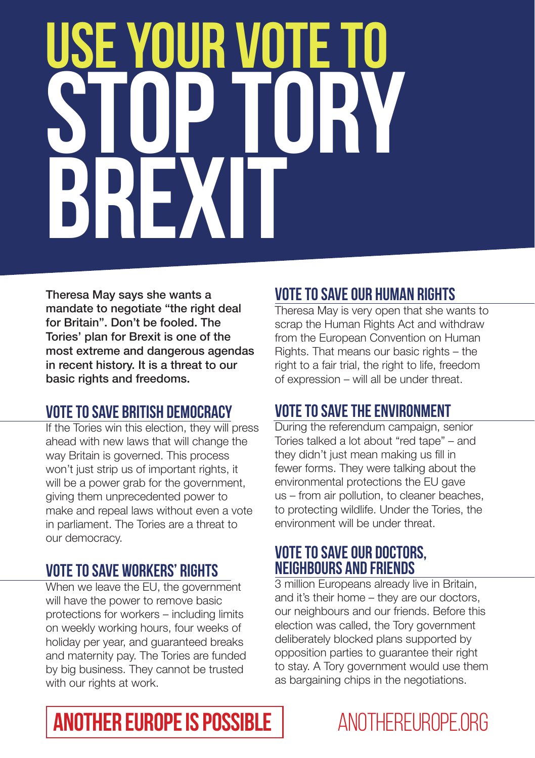# USE YOUR VOTE TO STOP TORY BREXIT

**Theresa May says she wants a mandate to negotiate "the right deal for Britain". Don't be fooled. The Tories' plan for Brexit is one of the most extreme and dangerous agendas in recent history. It is a threat to our basic rights and freedoms.**

## VOTE TO SAVE BRITISH DEMOCRACY

If the Tories win this election, they will press ahead with new laws that will change the way Britain is governed. This process won't just strip us of important rights, it will be a power grab for the government, giving them unprecedented power to make and repeal laws without even a vote in parliament. The Tories are a threat to our democracy.

## VOTE TO SAVE WORKERS' RIGHTS

When we leave the EU, the government will have the power to remove basic protections for workers – including limits on weekly working hours, four weeks of holiday per year, and guaranteed breaks and maternity pay. The Tories are funded by big business. They cannot be trusted with our rights at work.

## VOTE TO SAVE OUR HUMAN RIGHTS

Theresa May is very open that she wants to scrap the Human Rights Act and withdraw from the European Convention on Human Rights. That means our basic rights – the right to a fair trial, the right to life, freedom of expression – will all be under threat.

## VOTE TO SAVE THE ENVIRONMENT

During the referendum campaign, senior Tories talked a lot about "red tape" – and they didn't just mean making us fill in fewer forms. They were talking about the environmental protections the EU gave us – from air pollution, to cleaner beaches, to protecting wildlife. Under the Tories, the environment will be under threat.

## VOTE TO SAVE OUR DOCTORS, NEIGHBOURS AND FRIENDS

3 million Europeans already live in Britain, and it's their home – they are our doctors, our neighbours and our friends. Before this election was called, the Tory government deliberately blocked plans supported by opposition parties to guarantee their right to stay. A Tory government would use them as bargaining chips in the negotiations.

**ANOTHER EUROPE IS POSSIBLE**

ANOTHEREUROPE.ORG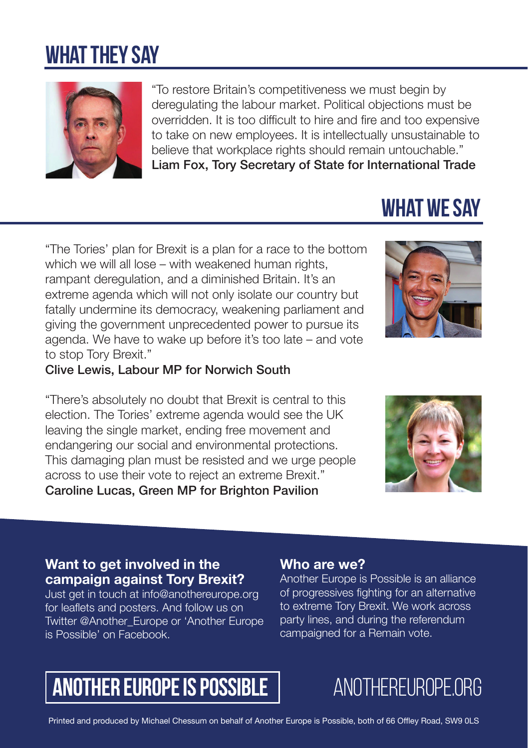# WHAT THEY SAY

"To restore Britain's competitiveness we must begin by deregulating the labour market. Political objections must be overridden. It is too difficult to hire and fire and too expensive to take on new employees. It is intellectually unsustainable to believe that workplace rights should remain untouchable."
**Liam Fox, Tory Secretary of State for International Trade**

# WHAT WE SAY

"The Tories' plan for Brexit is a plan for a race to the bottom which we will all lose – with weakened human rights, rampant deregulation, and a diminished Britain. It's an extreme agenda which will not only isolate our country but fatally undermine its democracy, weakening parliament and giving the government unprecedented power to pursue its agenda. We have to wake up before it's too late – and vote to stop Tory Brexit."
**Clive Lewis, Labour MP for Norwich South**

"There's absolutely no doubt that Brexit is central to this election. The Tories' extreme agenda would see the UK leaving the single market, ending free movement and endangering our social and environmental protections. This damaging plan must be resisted and we urge people across to use their vote to reject an extreme Brexit."
**Caroline Lucas, Green MP for Brighton Pavilion**

### Want to get involved in the campaign against Tory Brexit?

Just get in touch at info@anothereurope.org for leaflets and posters. And follow us on Twitter @Another_Europe or 'Another Europe is Possible' on Facebook.

### Who are we?

Another Europe is Possible is an alliance of progressives fighting for an alternative to extreme Tory Brexit. We work across party lines, and during the referendum campaigned for a Remain vote.

**ANOTHER EUROPE IS POSSIBLE**

ANOTHEREUROPE.ORG

Printed and produced by Michael Chessum on behalf of Another Europe is Possible, both of 66 Offley Road, SW9 0LS